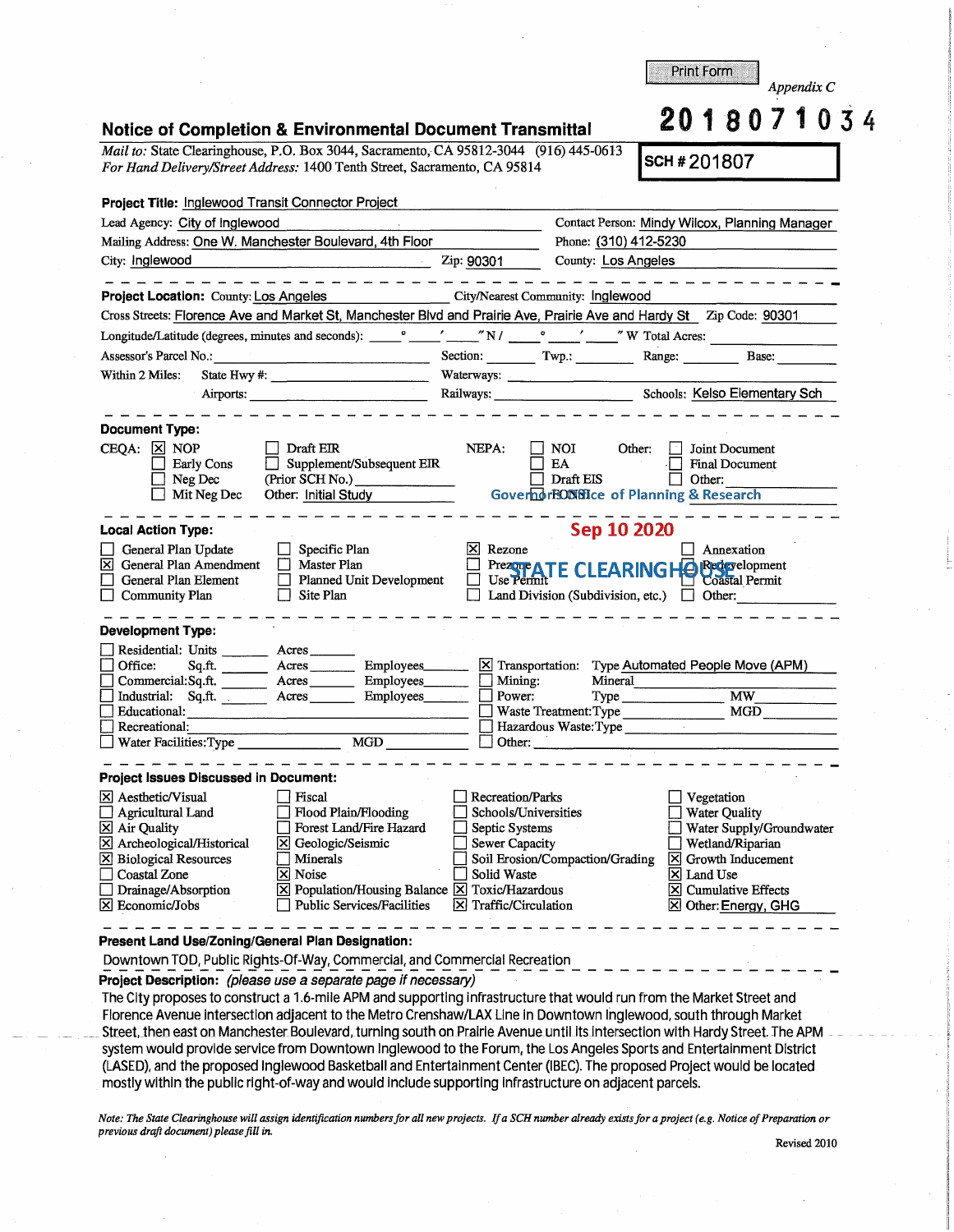Print Form

*Appendix C*

**2018071034**

## Notice of Completion & Environmental Document Transmittal

*Mail to:* State Clearinghouse, P.O. Box 3044, Sacramento, CA 95812-3044 (916) 445-0613
*For Hand Delivery/Street Address:* 1400 Tenth Street, Sacramento, CA 95814

**SCH # 201807**

**Project Title:** Inglewood Transit Connector Project

Lead Agency: City of Inglewood
Contact Person: Mindy Wilcox, Planning Manager
Mailing Address: One W. Manchester Boulevard, 4th Floor
Phone: (310) 412-5230
City: Inglewood  Zip: 90301
County: Los Angeles

---

**Project Location:** County: Los Angeles  City/Nearest Community: Inglewood
Cross Streets: Florence Ave and Market St, Manchester Blvd and Prairie Ave, Prairie Ave and Hardy St  Zip Code: 90301
Longitude/Latitude (degrees, minutes and seconds): \_\_\_\_° \_\_\_\_′ \_\_\_\_″ N / \_\_\_\_° \_\_\_\_′ \_\_\_\_″ W Total Acres:
Assessor's Parcel No.:  Section:  Twp.:  Range:  Base:
Within 2 Miles: State Hwy #:  Waterways:
Airports:  Railways:  Schools: Kelso Elementary Sch

---

**Document Type:**

CEQA: ☒ NOP ☐ Early Cons ☐ Neg Dec ☐ Mit Neg Dec ☐ Draft EIR ☐ Supplement/Subsequent EIR (Prior SCH No.) \_\_\_\_ Other: Initial Study

NEPA: ☐ NOI ☐ EA ☐ Draft EIS ☐ FONSI

Other: ☐ Joint Document ☐ Final Document ☐ Other:

Governor's Office of Planning & Research

Sep 10 2020

STATE CLEARINGHOUSE

---

**Local Action Type:**

☐ General Plan Update
☒ General Plan Amendment
☐ General Plan Element
☐ Community Plan
☐ Specific Plan
☐ Master Plan
☐ Planned Unit Development
☐ Site Plan
☒ Rezone
☐ Prezone
☐ Use Permit
☐ Land Division (Subdivision, etc.)
☐ Annexation
☐ Redevelopment
☐ Coastal Permit
☐ Other:

---

**Development Type:**

☐ Residential: Units \_\_\_\_ Acres \_\_\_\_
☐ Office: Sq.ft. \_\_\_\_ Acres \_\_\_\_ Employees \_\_\_\_
☐ Commercial: Sq.ft. \_\_\_\_ Acres \_\_\_\_ Employees \_\_\_\_
☐ Industrial: Sq.ft. \_\_\_\_ Acres \_\_\_\_ Employees \_\_\_\_
☐ Educational:
☐ Recreational:
☐ Water Facilities: Type \_\_\_\_ MGD \_\_\_\_
☒ Transportation: Type Automated People Move (APM)
☐ Mining: Mineral
☐ Power: Type \_\_\_\_ MW \_\_\_\_
☐ Waste Treatment: Type \_\_\_\_ MGD \_\_\_\_
☐ Hazardous Waste: Type
☐ Other:

---

**Project Issues Discussed in Document:**

☒ Aesthetic/Visual
☐ Agricultural Land
☒ Air Quality
☒ Archeological/Historical
☒ Biological Resources
☐ Coastal Zone
☐ Drainage/Absorption
☒ Economic/Jobs
☐ Fiscal
☐ Flood Plain/Flooding
☐ Forest Land/Fire Hazard
☒ Geologic/Seismic
☐ Minerals
☒ Noise
☒ Population/Housing Balance
☐ Public Services/Facilities
☐ Recreation/Parks
☐ Schools/Universities
☐ Septic Systems
☐ Sewer Capacity
☐ Soil Erosion/Compaction/Grading
☐ Solid Waste
☒ Toxic/Hazardous
☒ Traffic/Circulation
☐ Vegetation
☐ Water Quality
☐ Water Supply/Groundwater
☐ Wetland/Riparian
☒ Growth Inducement
☒ Land Use
☒ Cumulative Effects
☒ Other: Energy, GHG

---

**Present Land Use/Zoning/General Plan Designation:**

Downtown TOD, Public Rights-Of-Way, Commercial, and Commercial Recreation

**Project Description:** *(please use a separate page if necessary)*

The City proposes to construct a 1.6-mile APM and supporting infrastructure that would run from the Market Street and Florence Avenue intersection adjacent to the Metro Crenshaw/LAX Line in Downtown Inglewood, south through Market Street, then east on Manchester Boulevard, turning south on Prairie Avenue until its intersection with Hardy Street. The APM system would provide service from Downtown Inglewood to the Forum, the Los Angeles Sports and Entertainment District (LASED), and the proposed Inglewood Basketball and Entertainment Center (IBEC). The proposed Project would be located mostly within the public right-of-way and would include supporting infrastructure on adjacent parcels.

*Note: The State Clearinghouse will assign identification numbers for all new projects. If a SCH number already exists for a project (e.g. Notice of Preparation or previous draft document) please fill in.*

Revised 2010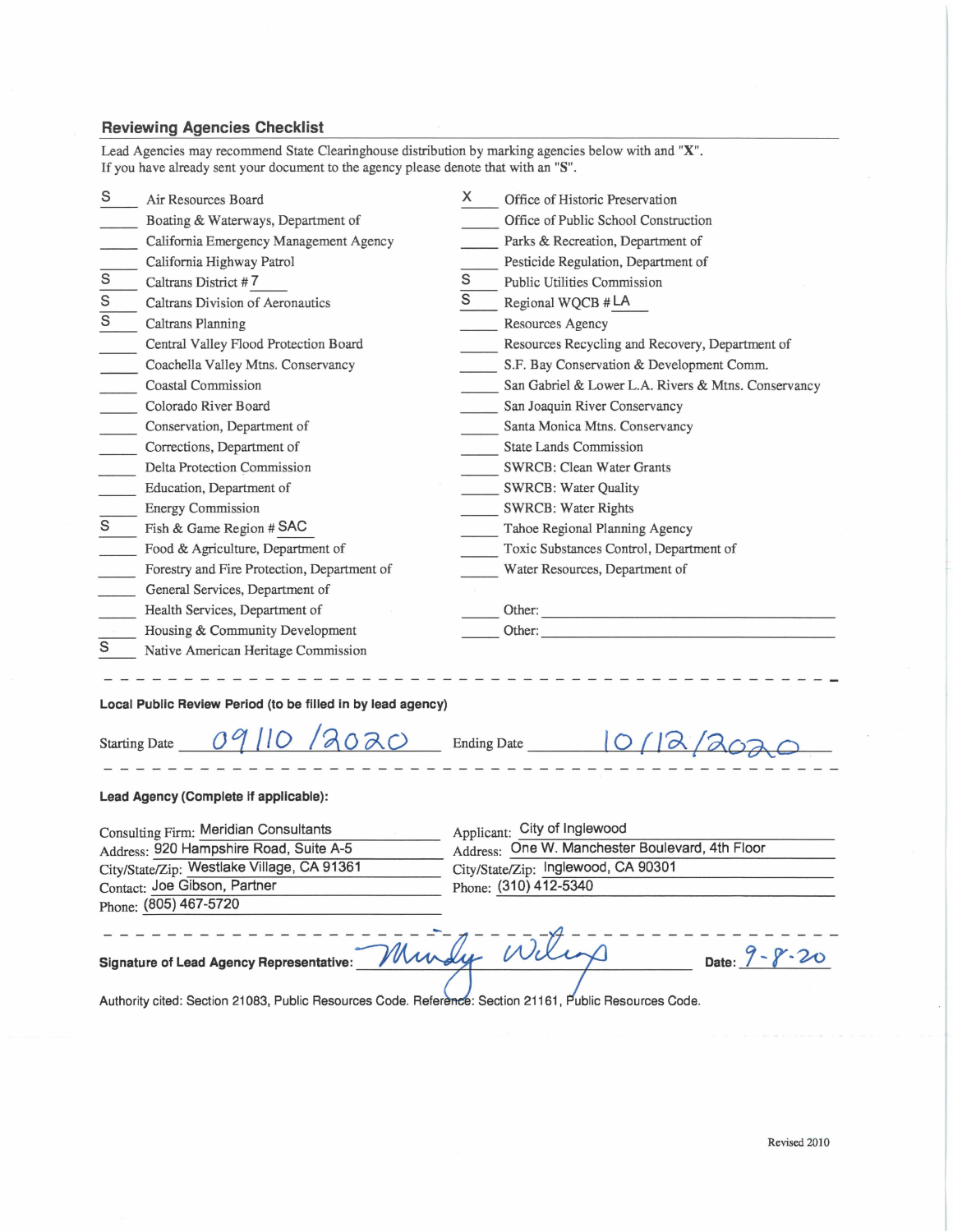## Reviewing Agencies Checklist

Lead Agencies may recommend State Clearinghouse distribution by marking agencies below with and "**X**".
If you have already sent your document to the agency please denote that with an "S".

| | | | |
|---|---|---|---|
| S | Air Resources Board | X | Office of Historic Preservation |
| | Boating & Waterways, Department of | | Office of Public School Construction |
| | California Emergency Management Agency | | Parks & Recreation, Department of |
| | California Highway Patrol | | Pesticide Regulation, Department of |
| S | Caltrans District # 7 | S | Public Utilities Commission |
| S | Caltrans Division of Aeronautics | S | Regional WQCB # LA |
| S | Caltrans Planning | | Resources Agency |
| | Central Valley Flood Protection Board | | Resources Recycling and Recovery, Department of |
| | Coachella Valley Mtns. Conservancy | | S.F. Bay Conservation & Development Comm. |
| | Coastal Commission | | San Gabriel & Lower L.A. Rivers & Mtns. Conservancy |
| | Colorado River Board | | San Joaquin River Conservancy |
| | Conservation, Department of | | Santa Monica Mtns. Conservancy |
| | Corrections, Department of | | State Lands Commission |
| | Delta Protection Commission | | SWRCB: Clean Water Grants |
| | Education, Department of | | SWRCB: Water Quality |
| | Energy Commission | | SWRCB: Water Rights |
| S | Fish & Game Region # SAC | | Tahoe Regional Planning Agency |
| | Food & Agriculture, Department of | | Toxic Substances Control, Department of |
| | Forestry and Fire Protection, Department of | | Water Resources, Department of |
| | General Services, Department of | | |
| | Health Services, Department of | | Other: |
| | Housing & Community Development | | Other: |
| S | Native American Heritage Commission | | |

**Local Public Review Period (to be filled in by lead agency)**

Starting Date 09/10/2020 Ending Date 10/12/2020

**Lead Agency (Complete if applicable):**

Consulting Firm: Meridian Consultants
Address: 920 Hampshire Road, Suite A-5
City/State/Zip: Westlake Village, CA 91361
Contact: Joe Gibson, Partner
Phone: (805) 467-5720

Applicant: City of Inglewood
Address: One W. Manchester Boulevard, 4th Floor
City/State/Zip: Inglewood, CA 90301
Phone: (310) 412-5340

**Signature of Lead Agency Representative:** Mindy Wilcox **Date:** 9-8-20

Authority cited: Section 21083, Public Resources Code. Reference: Section 21161, Public Resources Code.

Revised 2010